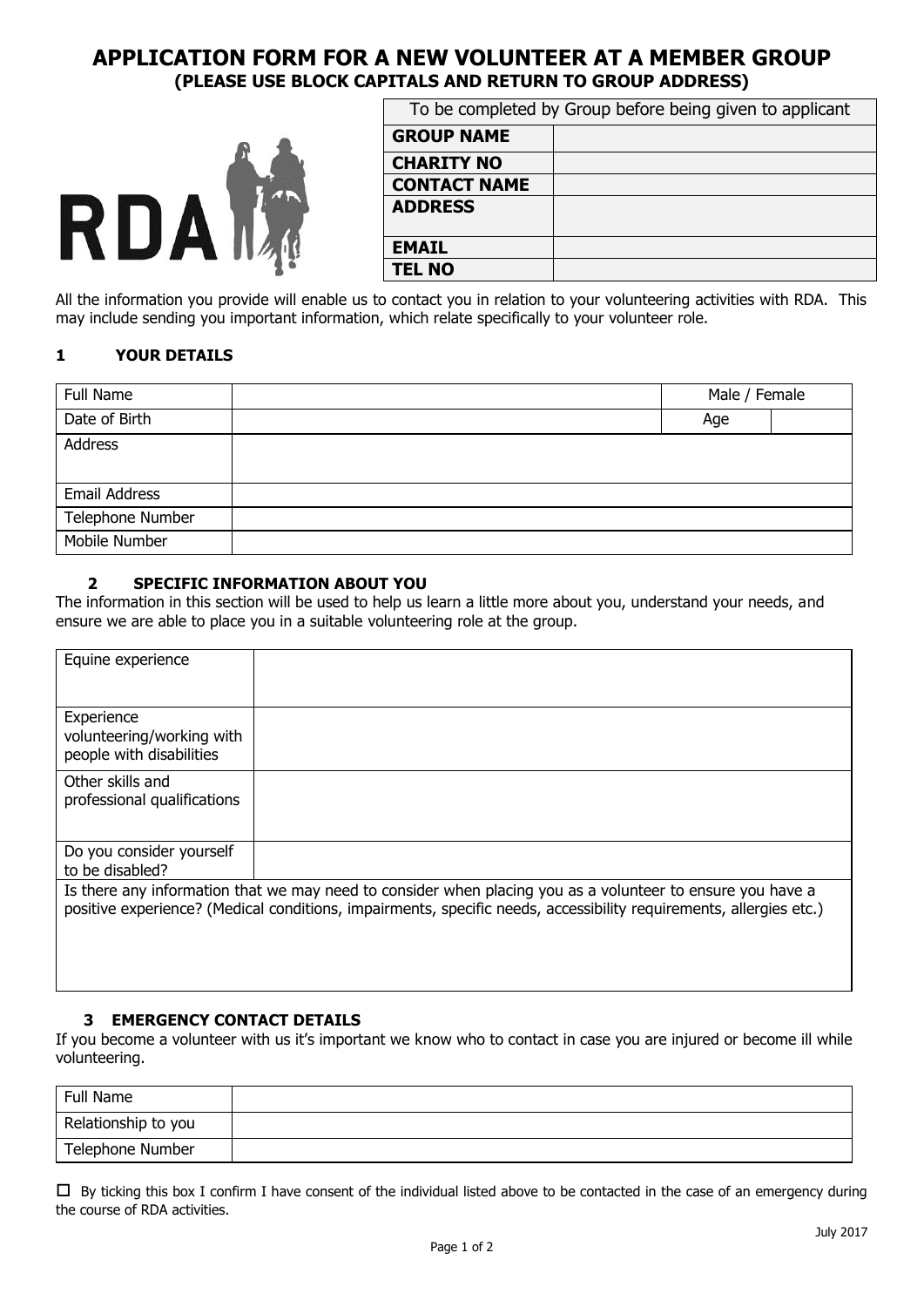# APPLICATION FORM FOR A NEW VOLUNTEER AT A MEMBER GROUP

**(PLEASE USE BLOCK CAPITALS AND RETURN TO GROUP ADDRESS)**

RDA

| To be completed by Group before being given to applicant | |
|---|---|
| **GROUP NAME** | |
| **CHARITY NO** | |
| **CONTACT NAME** | |
| **ADDRESS** | |
| **EMAIL** | |
| **TEL NO** | |

All the information you provide will enable us to contact you in relation to your volunteering activities with RDA. This may include sending you important information, which relate specifically to your volunteer role.

## 1 YOUR DETAILS

| Full Name | | Male / Female | |
|---|---|---|---|
| Date of Birth | | Age | |
| Address | | | |
| Email Address | | | |
| Telephone Number | | | |
| Mobile Number | | | |

## 2 SPECIFIC INFORMATION ABOUT YOU

The information in this section will be used to help us learn a little more about you, understand your needs, and ensure we are able to place you in a suitable volunteering role at the group.

| Equine experience | |
|---|---|
| Experience volunteering/working with people with disabilities | |
| Other skills and professional qualifications | |
| Do you consider yourself to be disabled? | |
| Is there any information that we may need to consider when placing you as a volunteer to ensure you have a positive experience? (Medical conditions, impairments, specific needs, accessibility requirements, allergies etc.) | |

## 3 EMERGENCY CONTACT DETAILS

If you become a volunteer with us it's important we know who to contact in case you are injured or become ill while volunteering.

| Full Name | |
|---|---|
| Relationship to you | |
| Telephone Number | |

☐ By ticking this box I confirm I have consent of the individual listed above to be contacted in the case of an emergency during the course of RDA activities.

July 2017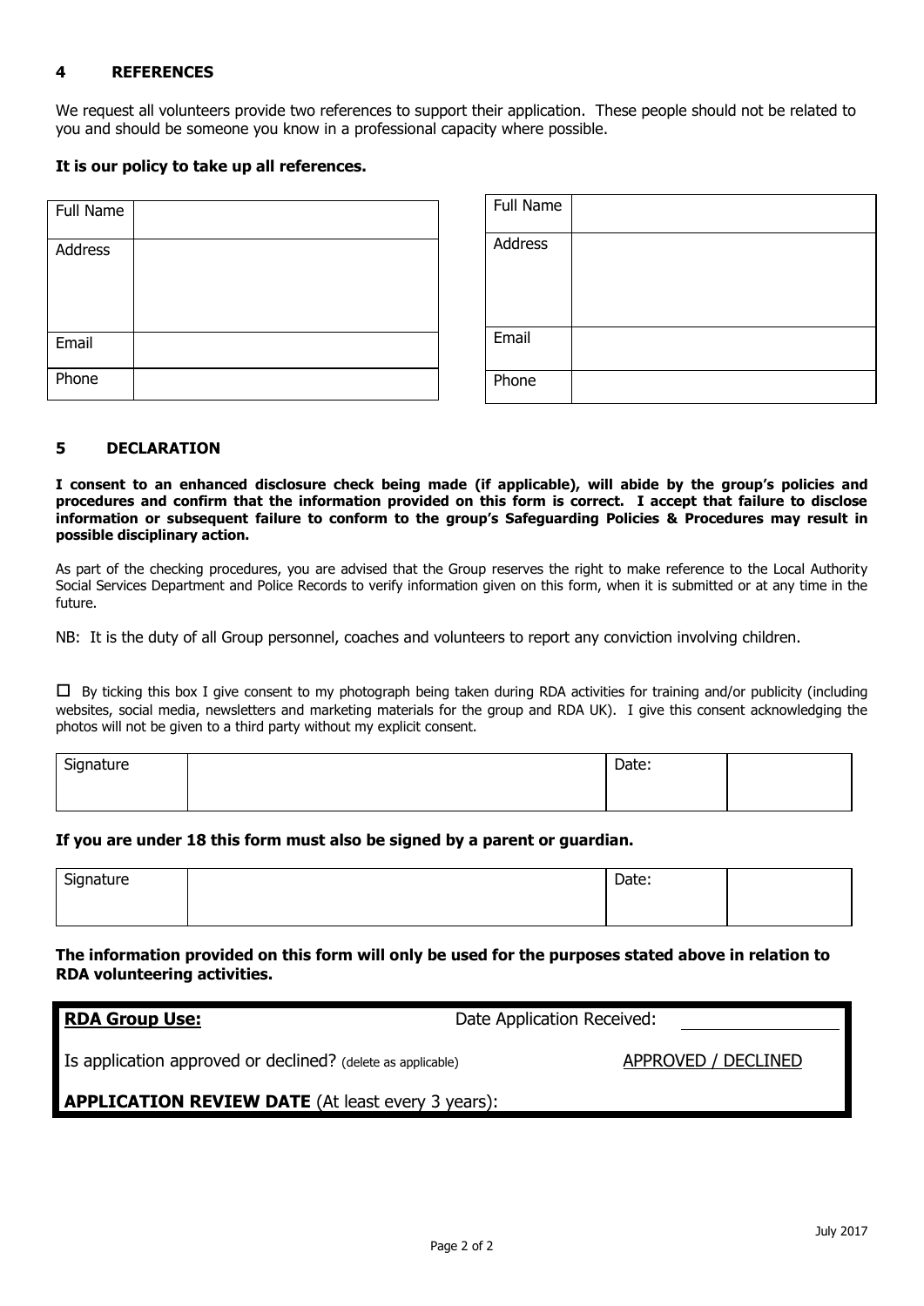## 4 REFERENCES

We request all volunteers provide two references to support their application. These people should not be related to you and should be someone you know in a professional capacity where possible.

**It is our policy to take up all references.**

| | |
|---|---|
| Full Name | |
| Address | |
| Email | |
| Phone | |

| | |
|---|---|
| Full Name | |
| Address | |
| Email | |
| Phone | |

## 5 DECLARATION

**I consent to an enhanced disclosure check being made (if applicable), will abide by the group's policies and procedures and confirm that the information provided on this form is correct. I accept that failure to disclose information or subsequent failure to conform to the group's Safeguarding Policies & Procedures may result in possible disciplinary action.**

As part of the checking procedures, you are advised that the Group reserves the right to make reference to the Local Authority Social Services Department and Police Records to verify information given on this form, when it is submitted or at any time in the future.

NB: It is the duty of all Group personnel, coaches and volunteers to report any conviction involving children.

☐ By ticking this box I give consent to my photograph being taken during RDA activities for training and/or publicity (including websites, social media, newsletters and marketing materials for the group and RDA UK). I give this consent acknowledging the photos will not be given to a third party without my explicit consent.

| | | | |
|---|---|---|---|
| Signature | | Date: | |

**If you are under 18 this form must also be signed by a parent or guardian.**

| | | | |
|---|---|---|---|
| Signature | | Date: | |

**The information provided on this form will only be used for the purposes stated above in relation to RDA volunteering activities.**

| | |
|---|---|
| **RDA Group Use:** | Date Application Received: |
| Is application approved or declined? (delete as applicable) | APPROVED / DECLINED |
| **APPLICATION REVIEW DATE** (At least every 3 years): | |

July 2017